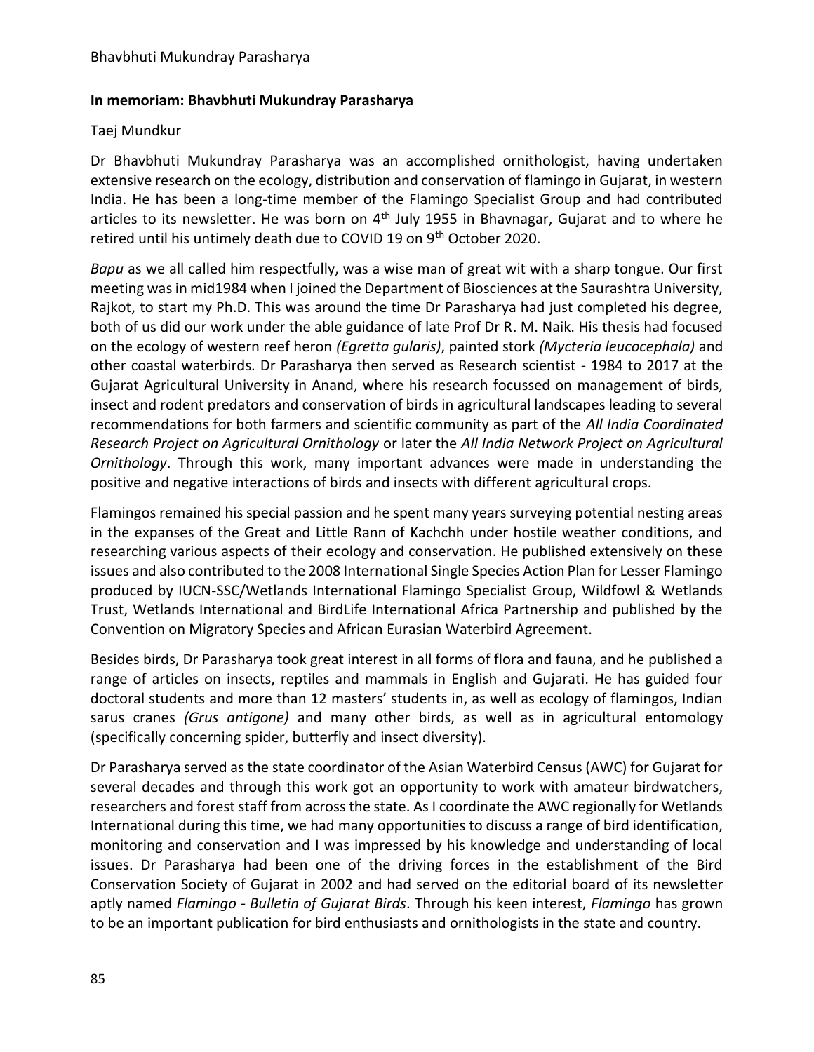**In memoriam: Bhavbhuti Mukundray Parasharya**

Taej Mundkur

Dr Bhavbhuti Mukundray Parasharya was an accomplished ornithologist, having undertaken extensive research on the ecology, distribution and conservation of flamingo in Gujarat, in western India. He has been a long-time member of the Flamingo Specialist Group and had contributed articles to its newsletter. He was born on 4th July 1955 in Bhavnagar, Gujarat and to where he retired until his untimely death due to COVID 19 on 9th October 2020.

*Bapu* as we all called him respectfully, was a wise man of great wit with a sharp tongue. Our first meeting was in mid1984 when I joined the Department of Biosciences at the Saurashtra University, Rajkot, to start my Ph.D. This was around the time Dr Parasharya had just completed his degree, both of us did our work under the able guidance of late Prof Dr R. M. Naik. His thesis had focused on the ecology of western reef heron *(Egretta gularis)*, painted stork *(Mycteria leucocephala)* and other coastal waterbirds. Dr Parasharya then served as Research scientist - 1984 to 2017 at the Gujarat Agricultural University in Anand, where his research focussed on management of birds, insect and rodent predators and conservation of birds in agricultural landscapes leading to several recommendations for both farmers and scientific community as part of the *All India Coordinated Research Project on Agricultural Ornithology* or later the *All India Network Project on Agricultural Ornithology*. Through this work, many important advances were made in understanding the positive and negative interactions of birds and insects with different agricultural crops.

Flamingos remained his special passion and he spent many years surveying potential nesting areas in the expanses of the Great and Little Rann of Kachchh under hostile weather conditions, and researching various aspects of their ecology and conservation. He published extensively on these issues and also contributed to the 2008 International Single Species Action Plan for Lesser Flamingo produced by IUCN-SSC/Wetlands International Flamingo Specialist Group, Wildfowl & Wetlands Trust, Wetlands International and BirdLife International Africa Partnership and published by the Convention on Migratory Species and African Eurasian Waterbird Agreement.

Besides birds, Dr Parasharya took great interest in all forms of flora and fauna, and he published a range of articles on insects, reptiles and mammals in English and Gujarati. He has guided four doctoral students and more than 12 masters' students in, as well as ecology of flamingos, Indian sarus cranes *(Grus antigone)* and many other birds, as well as in agricultural entomology (specifically concerning spider, butterfly and insect diversity).

Dr Parasharya served as the state coordinator of the Asian Waterbird Census (AWC) for Gujarat for several decades and through this work got an opportunity to work with amateur birdwatchers, researchers and forest staff from across the state. As I coordinate the AWC regionally for Wetlands International during this time, we had many opportunities to discuss a range of bird identification, monitoring and conservation and I was impressed by his knowledge and understanding of local issues. Dr Parasharya had been one of the driving forces in the establishment of the Bird Conservation Society of Gujarat in 2002 and had served on the editorial board of its newsletter aptly named *Flamingo - Bulletin of Gujarat Birds*. Through his keen interest, *Flamingo* has grown to be an important publication for bird enthusiasts and ornithologists in the state and country.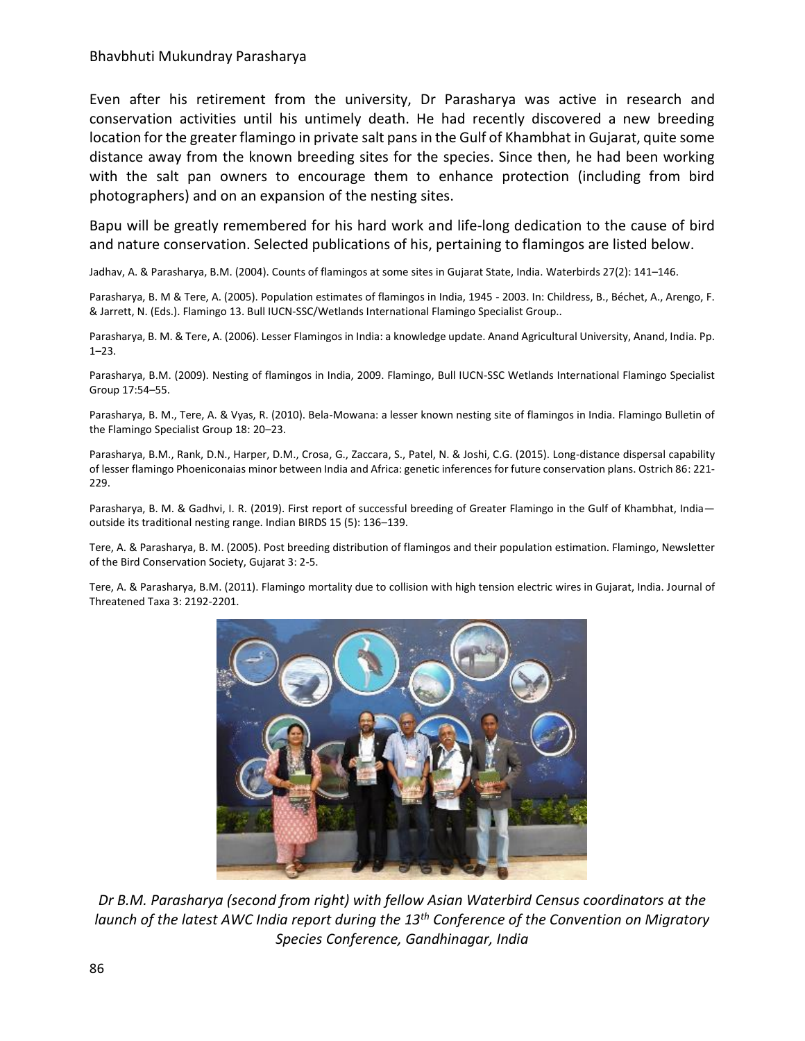Even after his retirement from the university, Dr Parasharya was active in research and conservation activities until his untimely death. He had recently discovered a new breeding location for the greater flamingo in private salt pans in the Gulf of Khambhat in Gujarat, quite some distance away from the known breeding sites for the species. Since then, he had been working with the salt pan owners to encourage them to enhance protection (including from bird photographers) and on an expansion of the nesting sites.

Bapu will be greatly remembered for his hard work and life-long dedication to the cause of bird and nature conservation. Selected publications of his, pertaining to flamingos are listed below.

Jadhav, A. & Parasharya, B.M. (2004). Counts of flamingos at some sites in Gujarat State, India. Waterbirds 27(2): 141–146.

Parasharya, B. M & Tere, A. (2005). Population estimates of flamingos in India, 1945 - 2003. In: Childress, B., Béchet, A., Arengo, F. & Jarrett, N. (Eds.). Flamingo 13. Bull IUCN-SSC/Wetlands International Flamingo Specialist Group..

Parasharya, B. M. & Tere, A. (2006). Lesser Flamingos in India: a knowledge update. Anand Agricultural University, Anand, India. Pp. 1–23.

Parasharya, B.M. (2009). Nesting of flamingos in India, 2009. Flamingo, Bull IUCN-SSC Wetlands International Flamingo Specialist Group 17:54–55.

Parasharya, B. M., Tere, A. & Vyas, R. (2010). Bela-Mowana: a lesser known nesting site of flamingos in India. Flamingo Bulletin of the Flamingo Specialist Group 18: 20–23.

Parasharya, B.M., Rank, D.N., Harper, D.M., Crosa, G., Zaccara, S., Patel, N. & Joshi, C.G. (2015). Long-distance dispersal capability of lesser flamingo Phoeniconaias minor between India and Africa: genetic inferences for future conservation plans. Ostrich 86: 221-229.

Parasharya, B. M. & Gadhvi, I. R. (2019). First report of successful breeding of Greater Flamingo in the Gulf of Khambhat, India—outside its traditional nesting range. Indian BIRDS 15 (5): 136–139.

Tere, A. & Parasharya, B. M. (2005). Post breeding distribution of flamingos and their population estimation. Flamingo, Newsletter of the Bird Conservation Society, Gujarat 3: 2-5.

Tere, A. & Parasharya, B.M. (2011). Flamingo mortality due to collision with high tension electric wires in Gujarat, India. Journal of Threatened Taxa 3: 2192-2201.

*Dr B.M. Parasharya (second from right) with fellow Asian Waterbird Census coordinators at the launch of the latest AWC India report during the 13th Conference of the Convention on Migratory Species Conference, Gandhinagar, India*